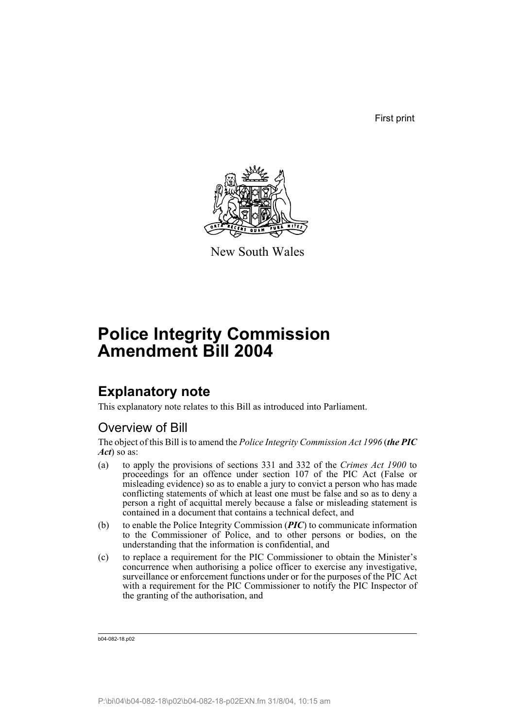First print

New South Wales

# Police Integrity Commission Amendment Bill 2004

## Explanatory note

This explanatory note relates to this Bill as introduced into Parliament.

### Overview of Bill

The object of this Bill is to amend the *Police Integrity Commission Act 1996* (***the PIC Act***) so as:

(a) to apply the provisions of sections 331 and 332 of the *Crimes Act 1900* to proceedings for an offence under section 107 of the PIC Act (False or misleading evidence) so as to enable a jury to convict a person who has made conflicting statements of which at least one must be false and so as to deny a person a right of acquittal merely because a false or misleading statement is contained in a document that contains a technical defect, and

(b) to enable the Police Integrity Commission (***PIC***) to communicate information to the Commissioner of Police, and to other persons or bodies, on the understanding that the information is confidential, and

(c) to replace a requirement for the PIC Commissioner to obtain the Minister's concurrence when authorising a police officer to exercise any investigative, surveillance or enforcement functions under or for the purposes of the PIC Act with a requirement for the PIC Commissioner to notify the PIC Inspector of the granting of the authorisation, and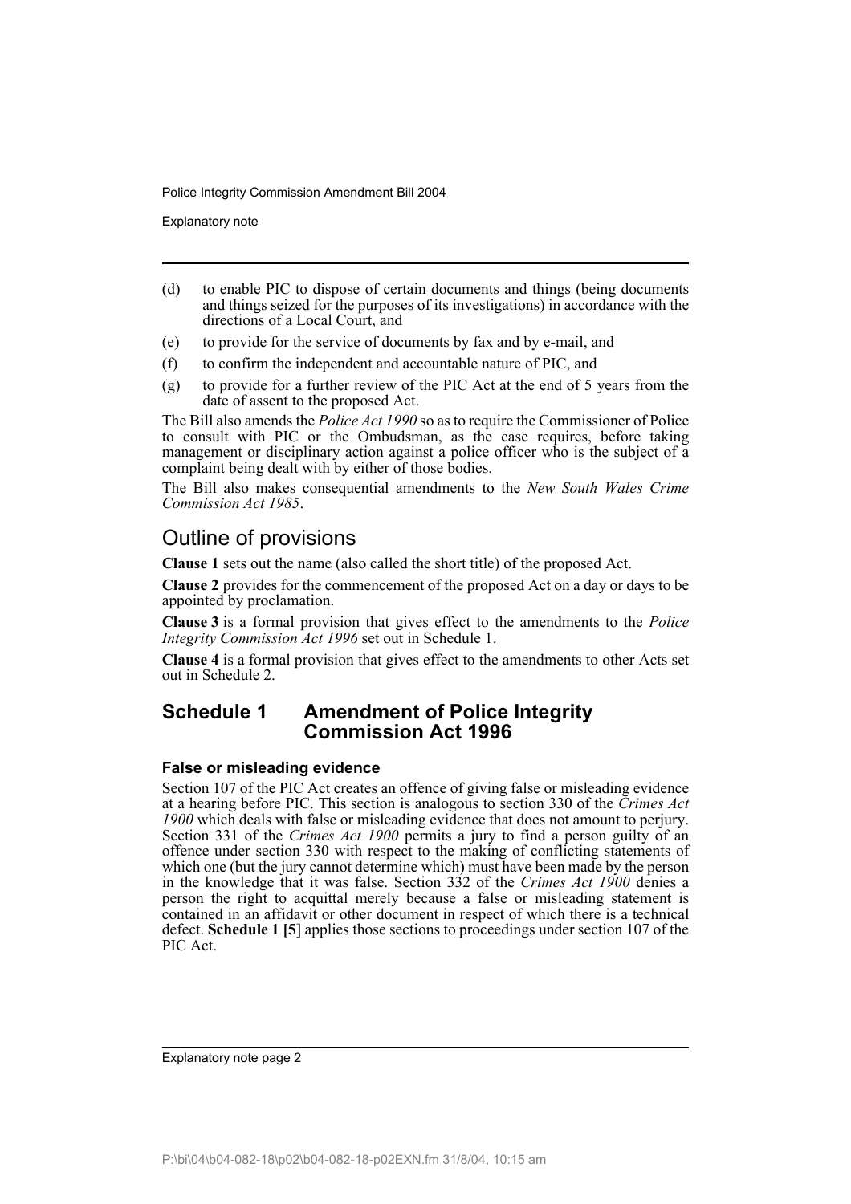(d) to enable PIC to dispose of certain documents and things (being documents and things seized for the purposes of its investigations) in accordance with the directions of a Local Court, and

(e) to provide for the service of documents by fax and by e-mail, and

(f) to confirm the independent and accountable nature of PIC, and

(g) to provide for a further review of the PIC Act at the end of 5 years from the date of assent to the proposed Act.

The Bill also amends the *Police Act 1990* so as to require the Commissioner of Police to consult with PIC or the Ombudsman, as the case requires, before taking management or disciplinary action against a police officer who is the subject of a complaint being dealt with by either of those bodies.

The Bill also makes consequential amendments to the *New South Wales Crime Commission Act 1985*.

## Outline of provisions

**Clause 1** sets out the name (also called the short title) of the proposed Act.

**Clause 2** provides for the commencement of the proposed Act on a day or days to be appointed by proclamation.

**Clause 3** is a formal provision that gives effect to the amendments to the *Police Integrity Commission Act 1996* set out in Schedule 1.

**Clause 4** is a formal provision that gives effect to the amendments to other Acts set out in Schedule 2.

## Schedule 1 Amendment of Police Integrity Commission Act 1996

### False or misleading evidence

Section 107 of the PIC Act creates an offence of giving false or misleading evidence at a hearing before PIC. This section is analogous to section 330 of the *Crimes Act 1900* which deals with false or misleading evidence that does not amount to perjury. Section 331 of the *Crimes Act 1900* permits a jury to find a person guilty of an offence under section 330 with respect to the making of conflicting statements of which one (but the jury cannot determine which) must have been made by the person in the knowledge that it was false. Section 332 of the *Crimes Act 1900* denies a person the right to acquittal merely because a false or misleading statement is contained in an affidavit or other document in respect of which there is a technical defect. **Schedule 1 [5**] applies those sections to proceedings under section 107 of the PIC Act.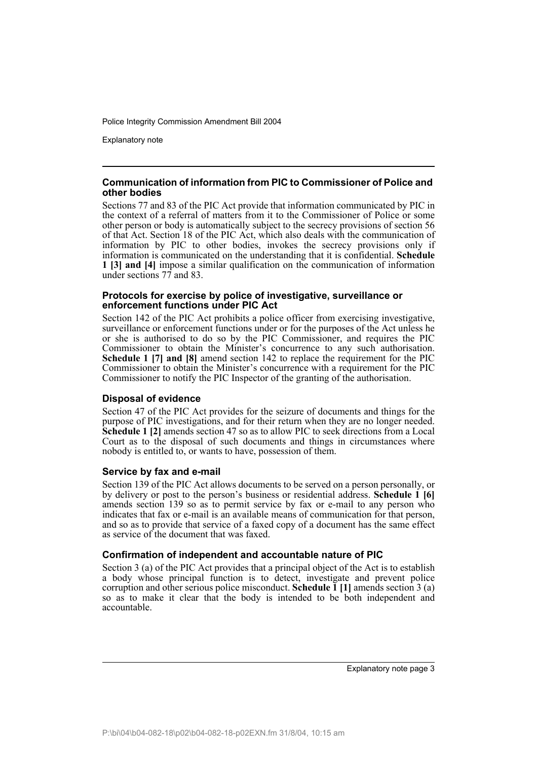#### Communication of information from PIC to Commissioner of Police and other bodies

Sections 77 and 83 of the PIC Act provide that information communicated by PIC in the context of a referral of matters from it to the Commissioner of Police or some other person or body is automatically subject to the secrecy provisions of section 56 of that Act. Section 18 of the PIC Act, which also deals with the communication of information by PIC to other bodies, invokes the secrecy provisions only if information is communicated on the understanding that it is confidential. **Schedule 1 [3] and [4]** impose a similar qualification on the communication of information under sections 77 and 83.

#### Protocols for exercise by police of investigative, surveillance or enforcement functions under PIC Act

Section 142 of the PIC Act prohibits a police officer from exercising investigative, surveillance or enforcement functions under or for the purposes of the Act unless he or she is authorised to do so by the PIC Commissioner, and requires the PIC Commissioner to obtain the Minister's concurrence to any such authorisation. **Schedule 1 [7] and [8]** amend section 142 to replace the requirement for the PIC Commissioner to obtain the Minister's concurrence with a requirement for the PIC Commissioner to notify the PIC Inspector of the granting of the authorisation.

#### Disposal of evidence

Section 47 of the PIC Act provides for the seizure of documents and things for the purpose of PIC investigations, and for their return when they are no longer needed. **Schedule 1 [2]** amends section 47 so as to allow PIC to seek directions from a Local Court as to the disposal of such documents and things in circumstances where nobody is entitled to, or wants to have, possession of them.

#### Service by fax and e-mail

Section 139 of the PIC Act allows documents to be served on a person personally, or by delivery or post to the person's business or residential address. **Schedule 1 [6]** amends section 139 so as to permit service by fax or e-mail to any person who indicates that fax or e-mail is an available means of communication for that person, and so as to provide that service of a faxed copy of a document has the same effect as service of the document that was faxed.

#### Confirmation of independent and accountable nature of PIC

Section 3 (a) of the PIC Act provides that a principal object of the Act is to establish a body whose principal function is to detect, investigate and prevent police corruption and other serious police misconduct. **Schedule 1 [1]** amends section 3 (a) so as to make it clear that the body is intended to be both independent and accountable.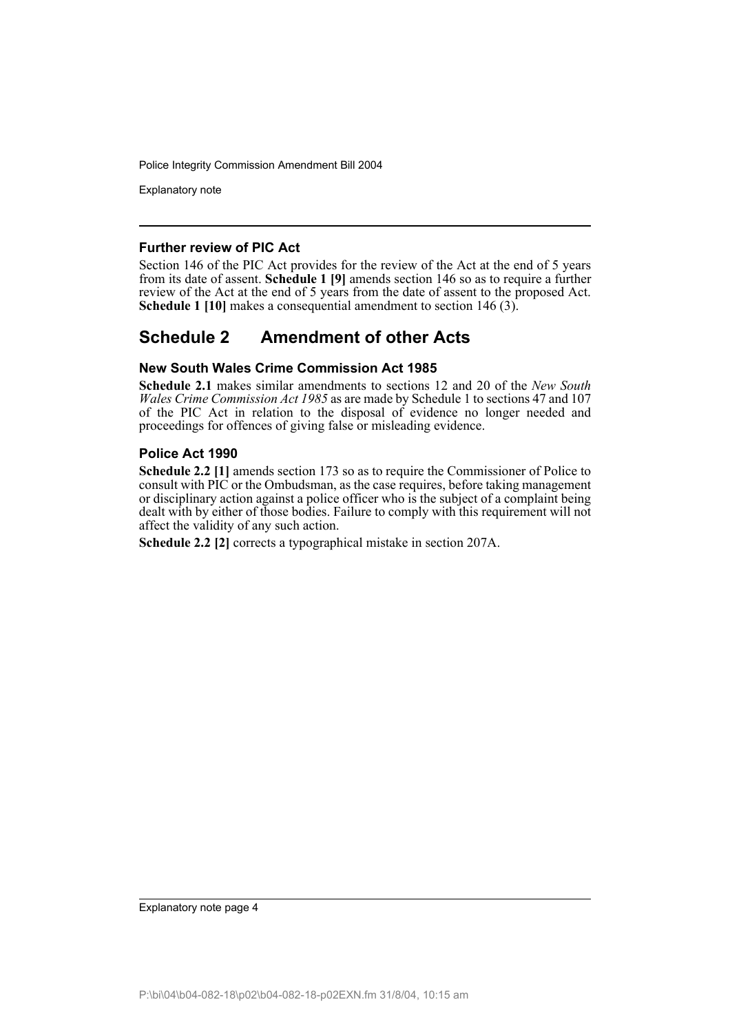### Further review of PIC Act

Section 146 of the PIC Act provides for the review of the Act at the end of 5 years from its date of assent. **Schedule 1 [9]** amends section 146 so as to require a further review of the Act at the end of 5 years from the date of assent to the proposed Act. **Schedule 1 [10]** makes a consequential amendment to section 146 (3).

## Schedule 2 Amendment of other Acts

### New South Wales Crime Commission Act 1985

**Schedule 2.1** makes similar amendments to sections 12 and 20 of the *New South Wales Crime Commission Act 1985* as are made by Schedule 1 to sections 47 and 107 of the PIC Act in relation to the disposal of evidence no longer needed and proceedings for offences of giving false or misleading evidence.

### Police Act 1990

**Schedule 2.2 [1]** amends section 173 so as to require the Commissioner of Police to consult with PIC or the Ombudsman, as the case requires, before taking management or disciplinary action against a police officer who is the subject of a complaint being dealt with by either of those bodies. Failure to comply with this requirement will not affect the validity of any such action.

**Schedule 2.2 [2]** corrects a typographical mistake in section 207A.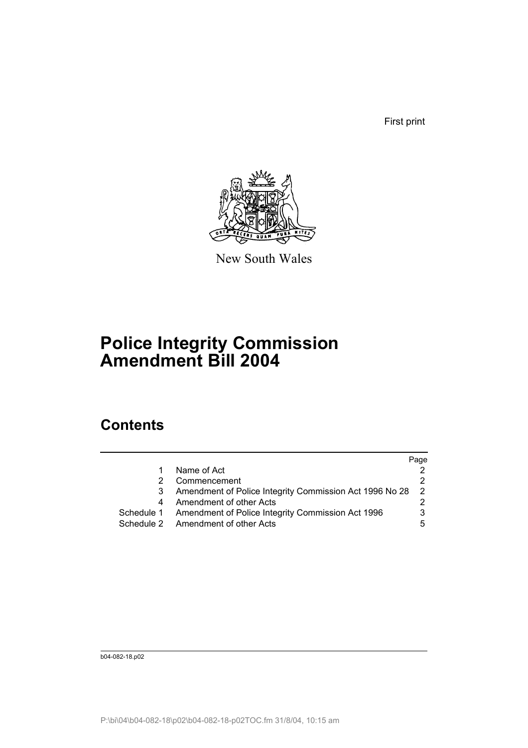First print

New South Wales

# Police Integrity Commission Amendment Bill 2004

## Contents

| | | Page |
|---|---|---|
| 1 | Name of Act | 2 |
| 2 | Commencement | 2 |
| 3 | Amendment of Police Integrity Commission Act 1996 No 28 | 2 |
| 4 | Amendment of other Acts | 2 |
| Schedule 1 | Amendment of Police Integrity Commission Act 1996 | 3 |
| Schedule 2 | Amendment of other Acts | 5 |

b04-082-18.p02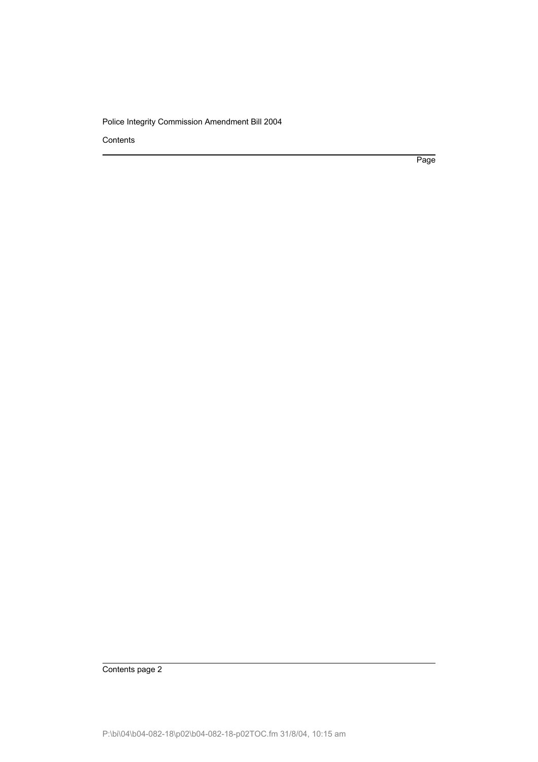Page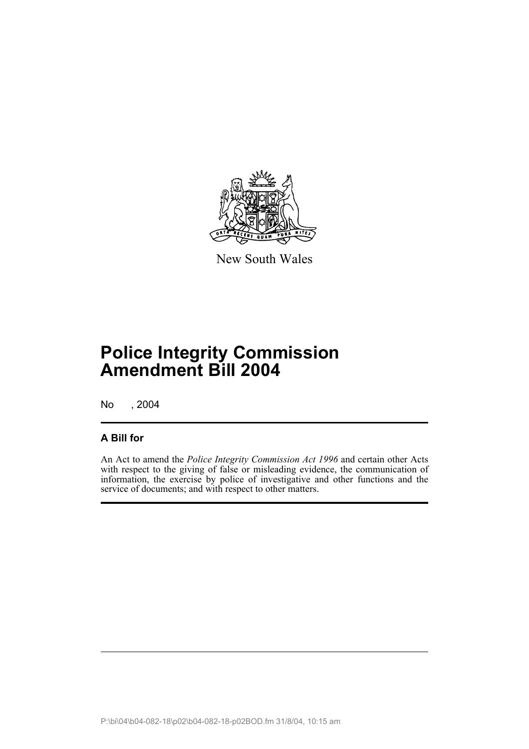New South Wales

# Police Integrity Commission Amendment Bill 2004

No , 2004

## A Bill for

An Act to amend the *Police Integrity Commission Act 1996* and certain other Acts with respect to the giving of false or misleading evidence, the communication of information, the exercise by police of investigative and other functions and the service of documents; and with respect to other matters.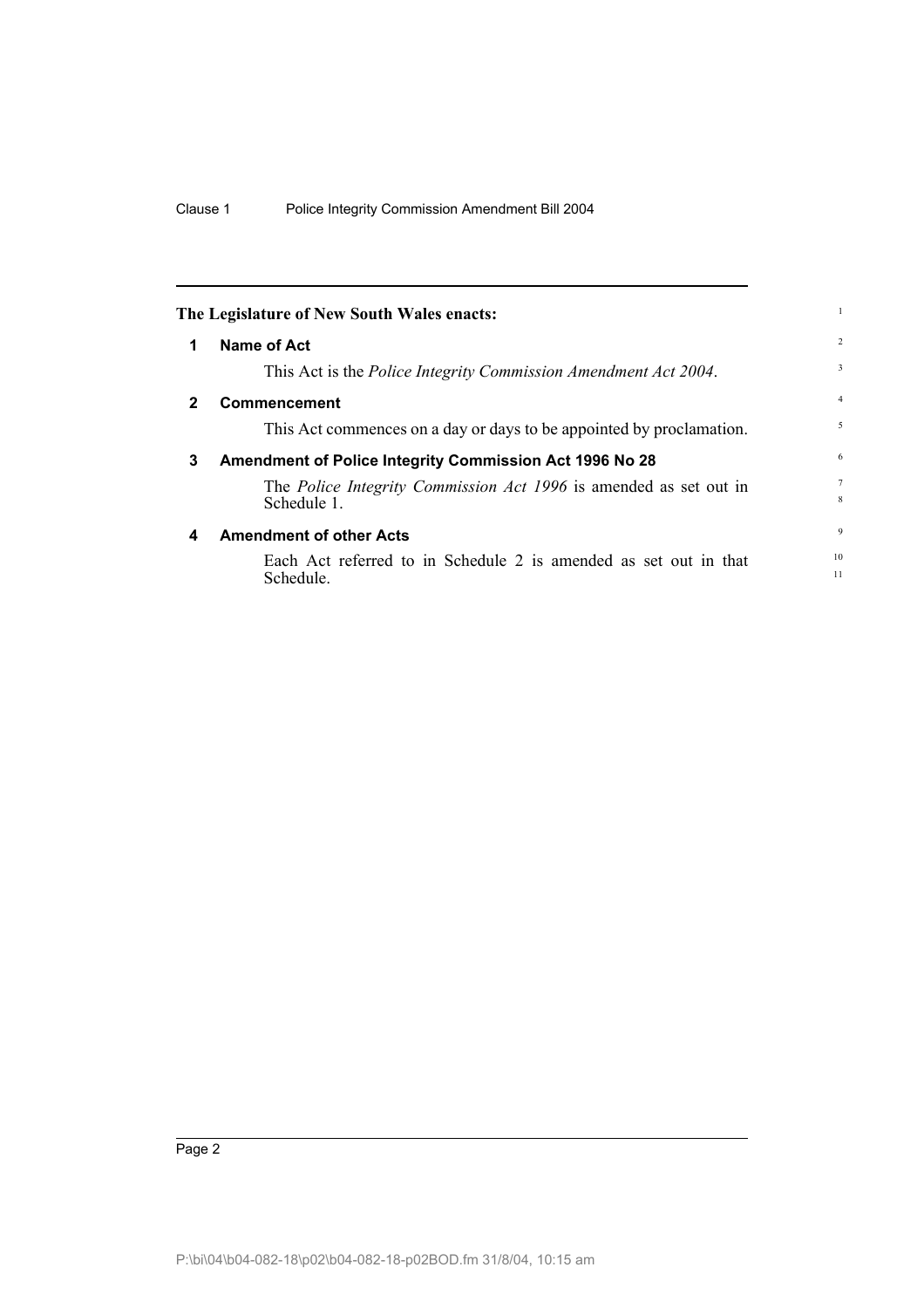**The Legislature of New South Wales enacts:**

## 1 Name of Act

This Act is the *Police Integrity Commission Amendment Act 2004*.

## 2 Commencement

This Act commences on a day or days to be appointed by proclamation.

## 3 Amendment of Police Integrity Commission Act 1996 No 28

The *Police Integrity Commission Act 1996* is amended as set out in Schedule 1.

## 4 Amendment of other Acts

Each Act referred to in Schedule 2 is amended as set out in that Schedule.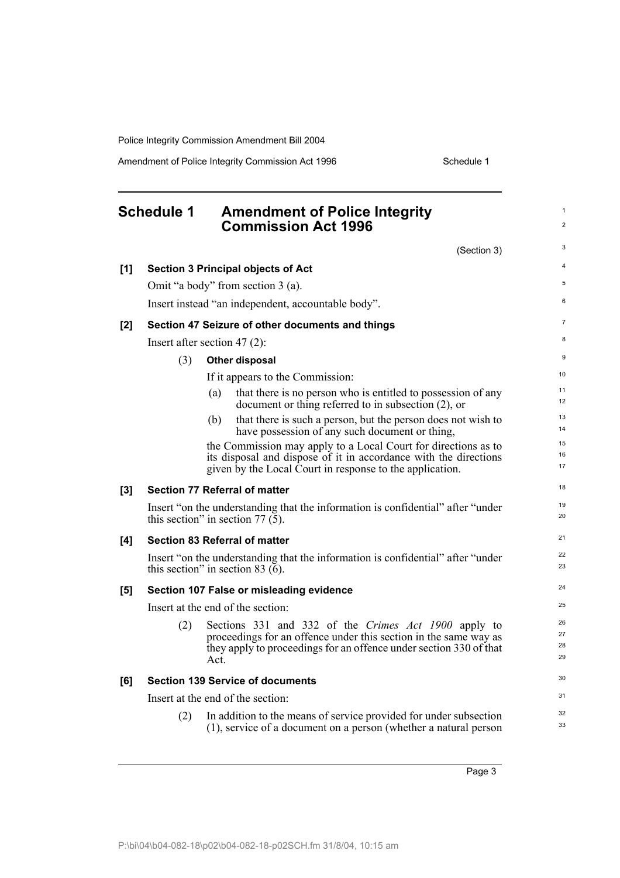## Schedule 1 Amendment of Police Integrity Commission Act 1996

(Section 3)

**[1] Section 3 Principal objects of Act**

Omit "a body" from section 3 (a).

Insert instead "an independent, accountable body".

**[2] Section 47 Seizure of other documents and things**

Insert after section 47 (2):

(3) **Other disposal**

If it appears to the Commission:

(a) that there is no person who is entitled to possession of any document or thing referred to in subsection (2), or

(b) that there is such a person, but the person does not wish to have possession of any such document or thing,

the Commission may apply to a Local Court for directions as to its disposal and dispose of it in accordance with the directions given by the Local Court in response to the application.

**[3] Section 77 Referral of matter**

Insert "on the understanding that the information is confidential" after "under this section" in section 77 (5).

**[4] Section 83 Referral of matter**

Insert "on the understanding that the information is confidential" after "under this section" in section 83 (6).

**[5] Section 107 False or misleading evidence**

Insert at the end of the section:

(2) Sections 331 and 332 of the *Crimes Act 1900* apply to proceedings for an offence under this section in the same way as they apply to proceedings for an offence under section 330 of that Act.

**[6] Section 139 Service of documents**

Insert at the end of the section:

(2) In addition to the means of service provided for under subsection (1), service of a document on a person (whether a natural person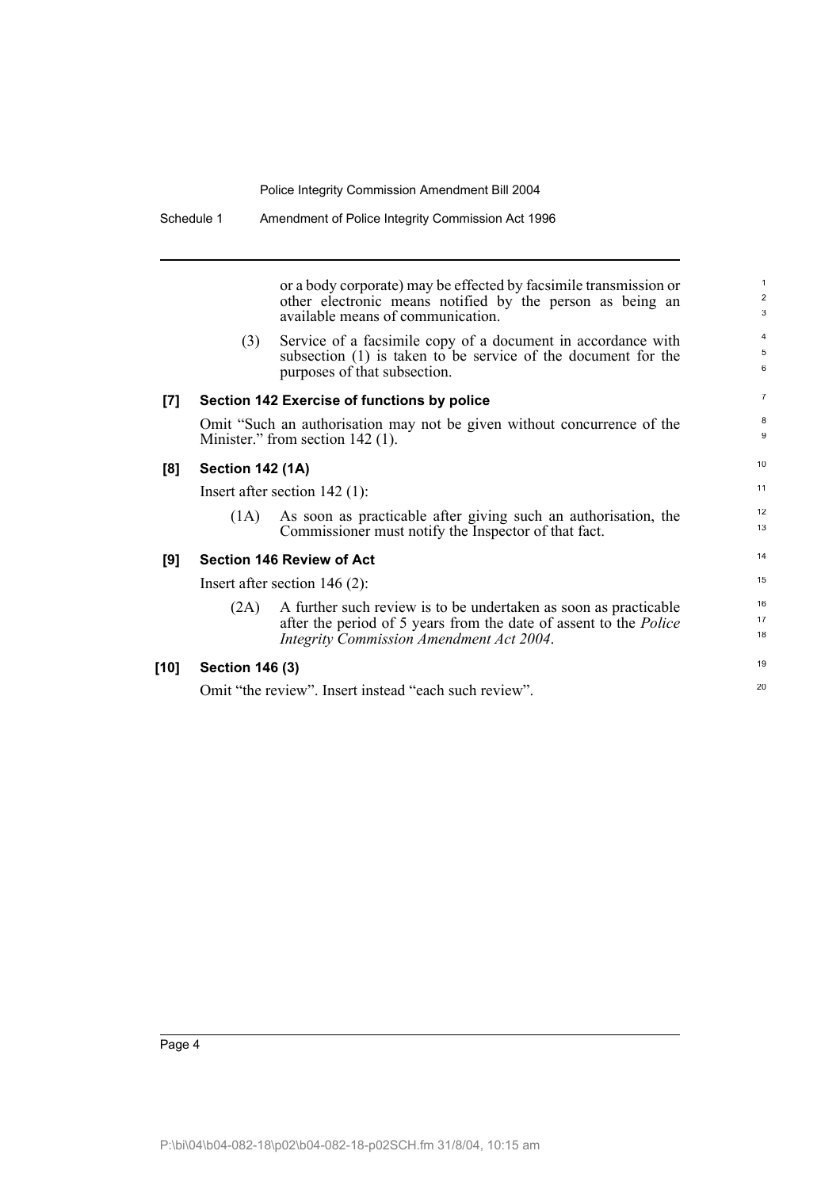or a body corporate) may be effected by facsimile transmission or other electronic means notified by the person as being an available means of communication.

(3) Service of a facsimile copy of a document in accordance with subsection (1) is taken to be service of the document for the purposes of that subsection.

**[7] Section 142 Exercise of functions by police**

Omit "Such an authorisation may not be given without concurrence of the Minister." from section 142 (1).

**[8] Section 142 (1A)**

Insert after section 142 (1):

(1A) As soon as practicable after giving such an authorisation, the Commissioner must notify the Inspector of that fact.

**[9] Section 146 Review of Act**

Insert after section 146 (2):

(2A) A further such review is to be undertaken as soon as practicable after the period of 5 years from the date of assent to the *Police Integrity Commission Amendment Act 2004*.

**[10] Section 146 (3)**

Omit "the review". Insert instead "each such review".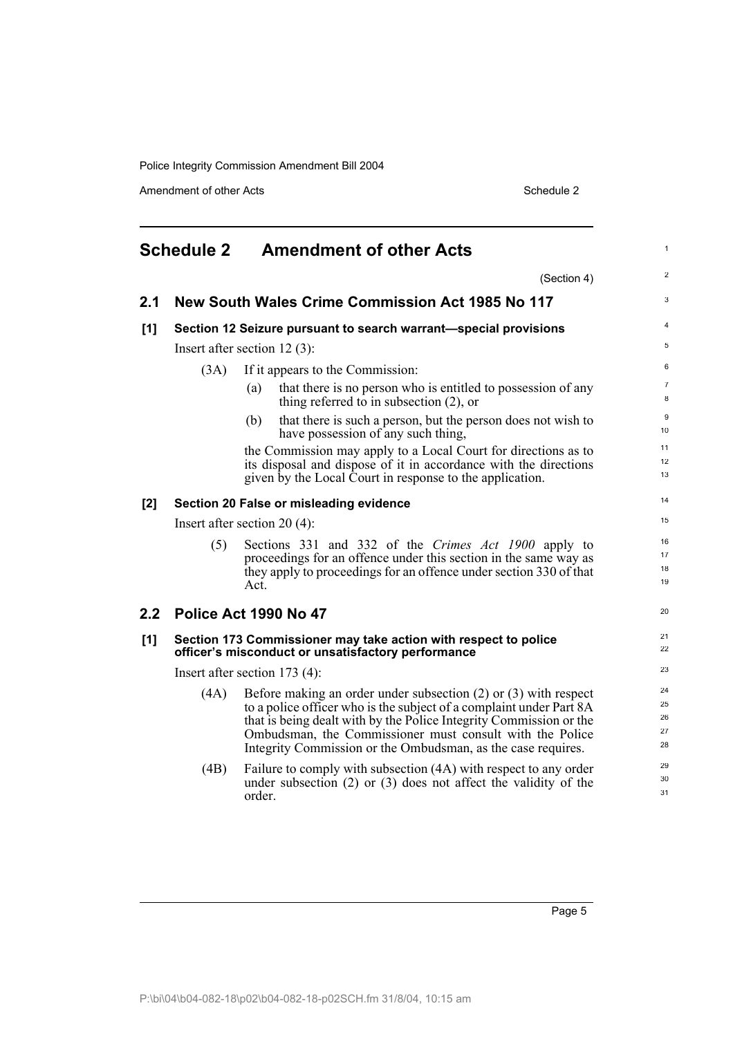## Schedule 2 Amendment of other Acts

(Section 4)

### 2.1 New South Wales Crime Commission Act 1985 No 117

**[1] Section 12 Seizure pursuant to search warrant—special provisions**

Insert after section 12 (3):

(3A) If it appears to the Commission:

(a) that there is no person who is entitled to possession of any thing referred to in subsection (2), or

(b) that there is such a person, but the person does not wish to have possession of any such thing,

the Commission may apply to a Local Court for directions as to its disposal and dispose of it in accordance with the directions given by the Local Court in response to the application.

**[2] Section 20 False or misleading evidence**

Insert after section 20 (4):

(5) Sections 331 and 332 of the *Crimes Act 1900* apply to proceedings for an offence under this section in the same way as they apply to proceedings for an offence under section 330 of that Act.

### 2.2 Police Act 1990 No 47

**[1] Section 173 Commissioner may take action with respect to police officer's misconduct or unsatisfactory performance**

Insert after section 173 (4):

(4A) Before making an order under subsection (2) or (3) with respect to a police officer who is the subject of a complaint under Part 8A that is being dealt with by the Police Integrity Commission or the Ombudsman, the Commissioner must consult with the Police Integrity Commission or the Ombudsman, as the case requires.

(4B) Failure to comply with subsection (4A) with respect to any order under subsection (2) or (3) does not affect the validity of the order.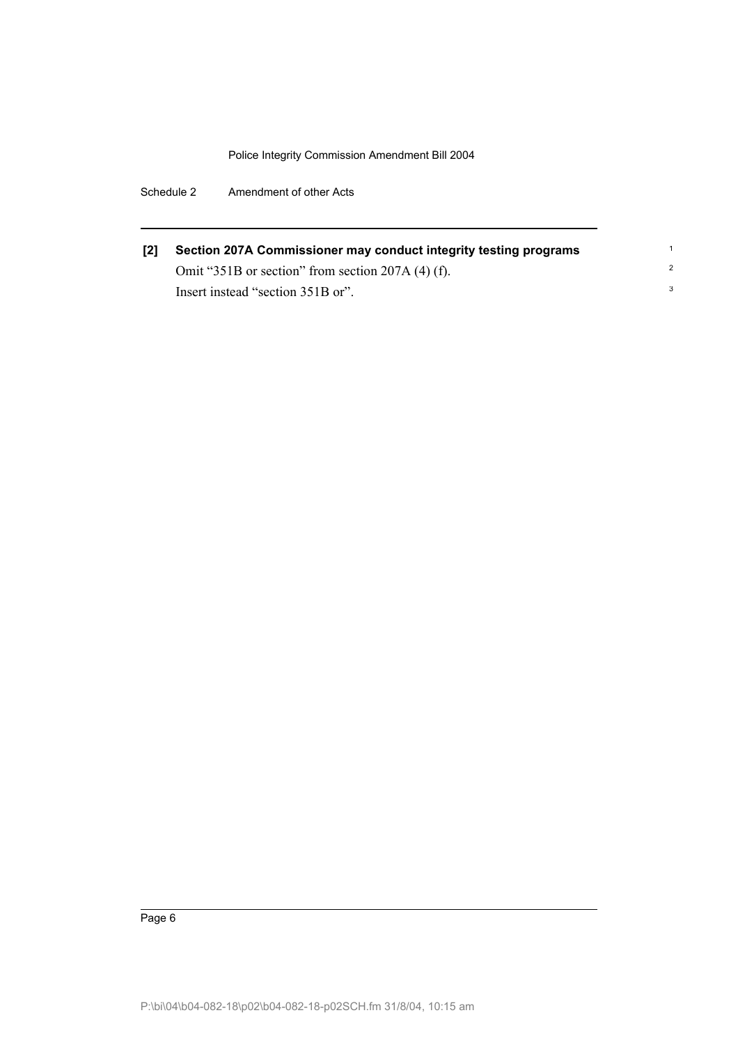**[2] Section 207A Commissioner may conduct integrity testing programs**

Omit "351B or section" from section 207A (4) (f).

Insert instead "section 351B or".